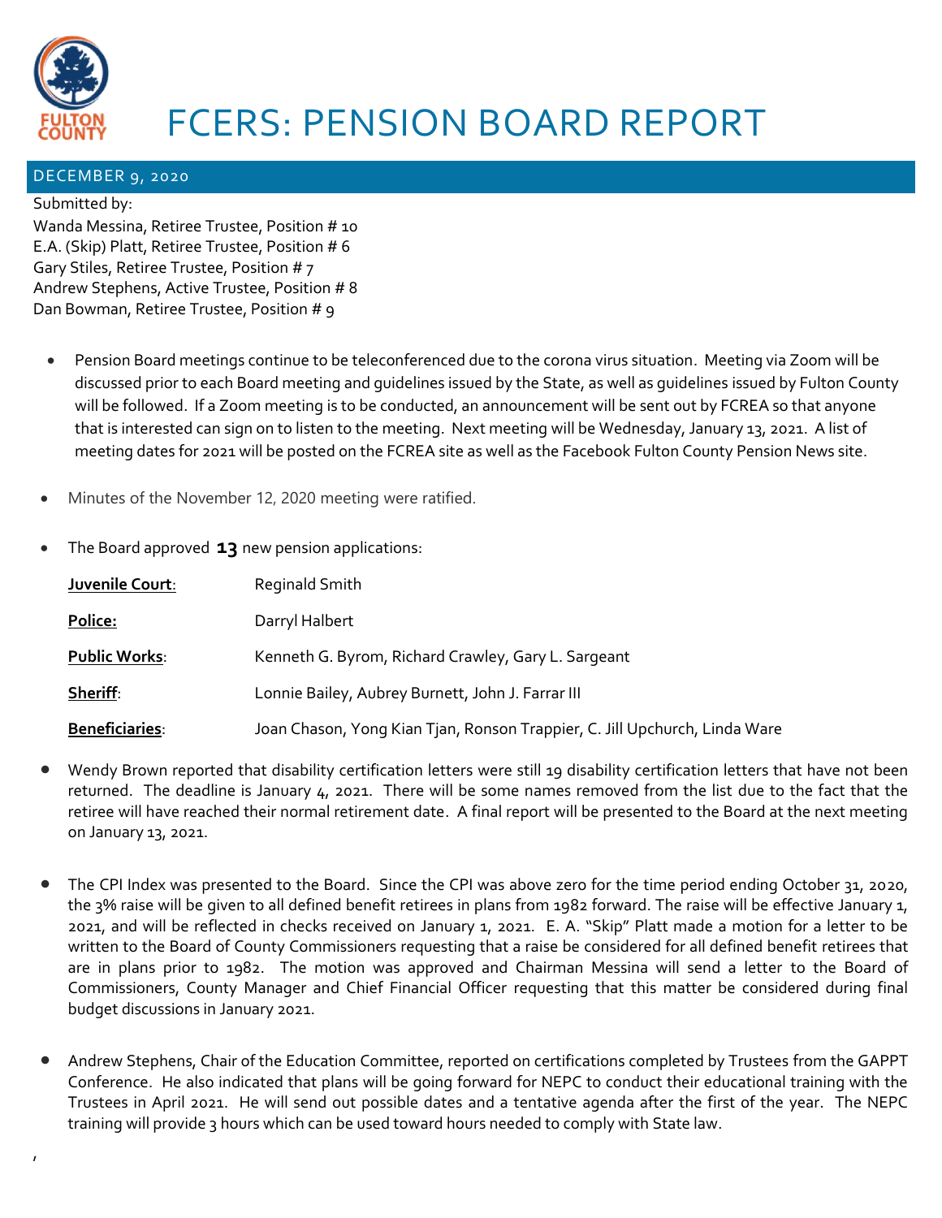# FCERS: PENSION BOARD REPORT

## DECEMBER 9, 2020

Submitted by:
Wanda Messina, Retiree Trustee, Position # 10
E.A. (Skip) Platt, Retiree Trustee, Position # 6
Gary Stiles, Retiree Trustee, Position # 7
Andrew Stephens, Active Trustee, Position # 8
Dan Bowman, Retiree Trustee, Position # 9

- Pension Board meetings continue to be teleconferenced due to the corona virus situation. Meeting via Zoom will be discussed prior to each Board meeting and guidelines issued by the State, as well as guidelines issued by Fulton County will be followed. If a Zoom meeting is to be conducted, an announcement will be sent out by FCREA so that anyone that is interested can sign on to listen to the meeting. Next meeting will be Wednesday, January 13, 2021. A list of meeting dates for 2021 will be posted on the FCREA site as well as the Facebook Fulton County Pension News site.

- Minutes of the November 12, 2020 meeting were ratified.

- The Board approved **13** new pension applications:

| | |
|---|---|
| **Juvenile Court**: | Reginald Smith |
| **Police:** | Darryl Halbert |
| **Public Works**: | Kenneth G. Byrom, Richard Crawley, Gary L. Sargeant |
| **Sheriff**: | Lonnie Bailey, Aubrey Burnett, John J. Farrar III |
| **Beneficiaries**: | Joan Chason, Yong Kian Tjan, Ronson Trappier, C. Jill Upchurch, Linda Ware |

- Wendy Brown reported that disability certification letters were still 19 disability certification letters that have not been returned. The deadline is January 4, 2021. There will be some names removed from the list due to the fact that the retiree will have reached their normal retirement date. A final report will be presented to the Board at the next meeting on January 13, 2021.

- The CPI Index was presented to the Board. Since the CPI was above zero for the time period ending October 31, 2020, the 3% raise will be given to all defined benefit retirees in plans from 1982 forward. The raise will be effective January 1, 2021, and will be reflected in checks received on January 1, 2021. E. A. "Skip" Platt made a motion for a letter to be written to the Board of County Commissioners requesting that a raise be considered for all defined benefit retirees that are in plans prior to 1982. The motion was approved and Chairman Messina will send a letter to the Board of Commissioners, County Manager and Chief Financial Officer requesting that this matter be considered during final budget discussions in January 2021.

- Andrew Stephens, Chair of the Education Committee, reported on certifications completed by Trustees from the GAPPT Conference. He also indicated that plans will be going forward for NEPC to conduct their educational training with the Trustees in April 2021. He will send out possible dates and a tentative agenda after the first of the year. The NEPC training will provide 3 hours which can be used toward hours needed to comply with State law.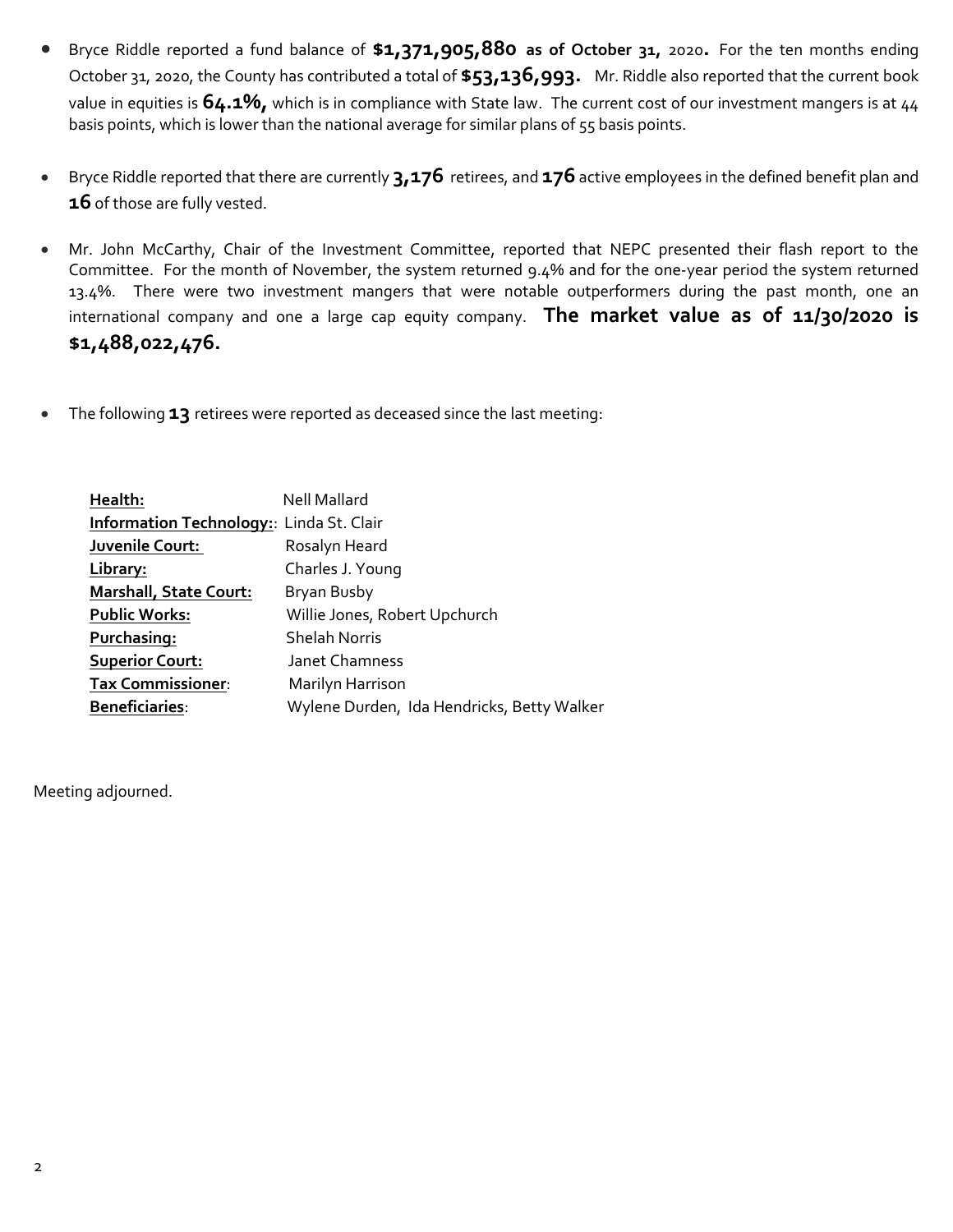- Bryce Riddle reported a fund balance of **$1,371,905,880 as of October 31,** 2020**.** For the ten months ending October 31, 2020, the County has contributed a total of **$53,136,993.** Mr. Riddle also reported that the current book value in equities is **64.1%,** which is in compliance with State law. The current cost of our investment mangers is at 44 basis points, which is lower than the national average for similar plans of 55 basis points.

- Bryce Riddle reported that there are currently **3,176** retirees, and **176** active employees in the defined benefit plan and **16** of those are fully vested.

- Mr. John McCarthy, Chair of the Investment Committee, reported that NEPC presented their flash report to the Committee. For the month of November, the system returned 9.4% and for the one-year period the system returned 13.4%. There were two investment mangers that were notable outperformers during the past month, one an international company and one a large cap equity company. **The market value as of 11/30/2020 is $1,488,022,476.**

- The following **13** retirees were reported as deceased since the last meeting:

| | |
|---|---|
| **Health:** | Nell Mallard |
| **Information Technology:**: | Linda St. Clair |
| **Juvenile Court:** | Rosalyn Heard |
| **Library:** | Charles J. Young |
| **Marshall, State Court:** | Bryan Busby |
| **Public Works:** | Willie Jones, Robert Upchurch |
| **Purchasing:** | Shelah Norris |
| **Superior Court:** | Janet Chamness |
| **Tax Commissioner**: | Marilyn Harrison |
| **Beneficiaries**: | Wylene Durden, Ida Hendricks, Betty Walker |

Meeting adjourned.